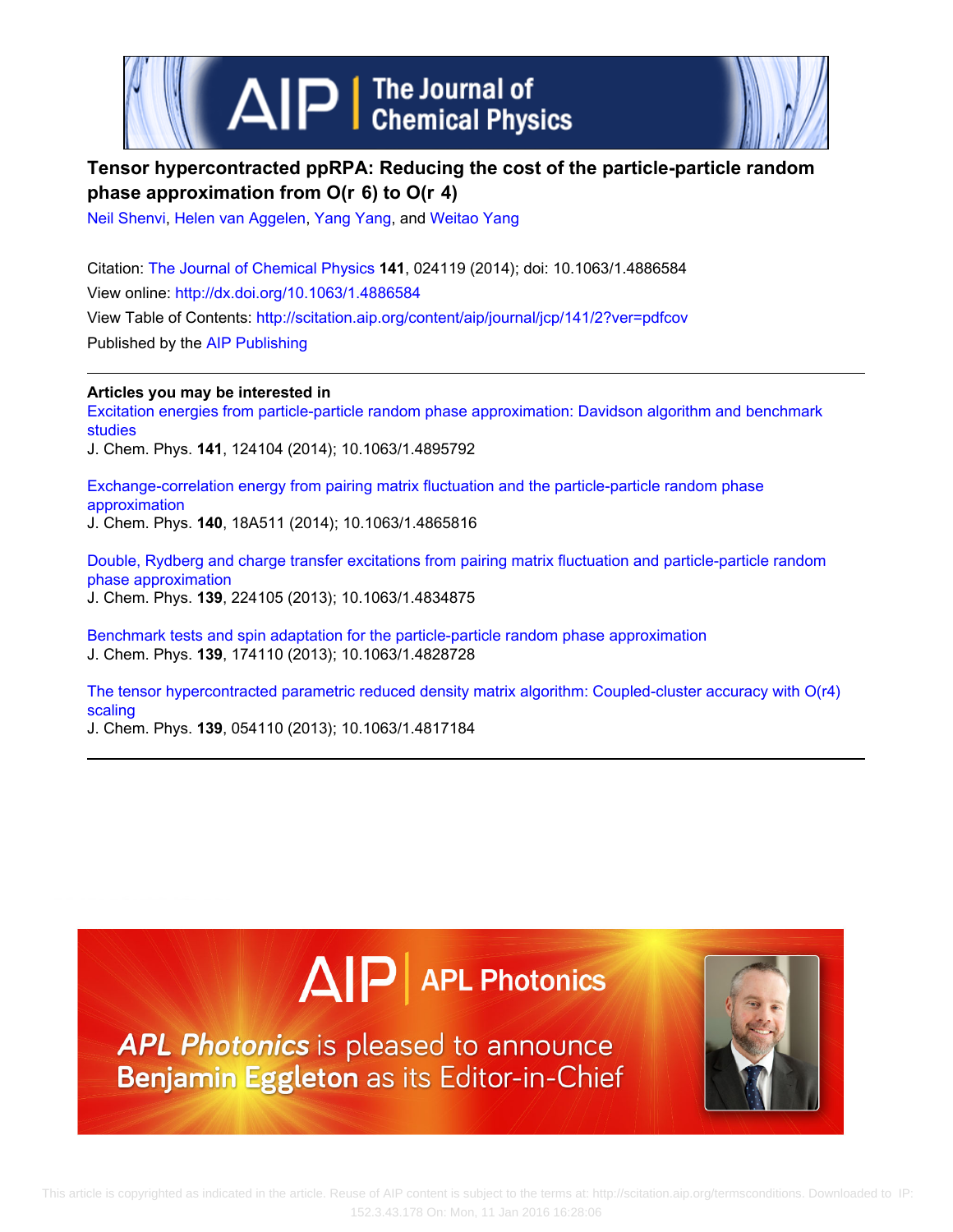# Tensor hypercontracted ppRPA: Reducing the cost of the particle-particle random phase approximation from O(r 6) to O(r 4)

Neil Shenvi, Helen van Aggelen, Yang Yang, and Weitao Yang

Citation: The Journal of Chemical Physics **141**, 024119 (2014); doi: 10.1063/1.4886584

View online: http://dx.doi.org/10.1063/1.4886584

View Table of Contents: http://scitation.aip.org/content/aip/journal/jcp/141/2?ver=pdfcov

Published by the AIP Publishing

**Articles you may be interested in**

Excitation energies from particle-particle random phase approximation: Davidson algorithm and benchmark studies
J. Chem. Phys. **141**, 124104 (2014); 10.1063/1.4895792

Exchange-correlation energy from pairing matrix fluctuation and the particle-particle random phase approximation
J. Chem. Phys. **140**, 18A511 (2014); 10.1063/1.4865816

Double, Rydberg and charge transfer excitations from pairing matrix fluctuation and particle-particle random phase approximation
J. Chem. Phys. **139**, 224105 (2013); 10.1063/1.4834875

Benchmark tests and spin adaptation for the particle-particle random phase approximation
J. Chem. Phys. **139**, 174110 (2013); 10.1063/1.4828728

The tensor hypercontracted parametric reduced density matrix algorithm: Coupled-cluster accuracy with O(r4) scaling
J. Chem. Phys. **139**, 054110 (2013); 10.1063/1.4817184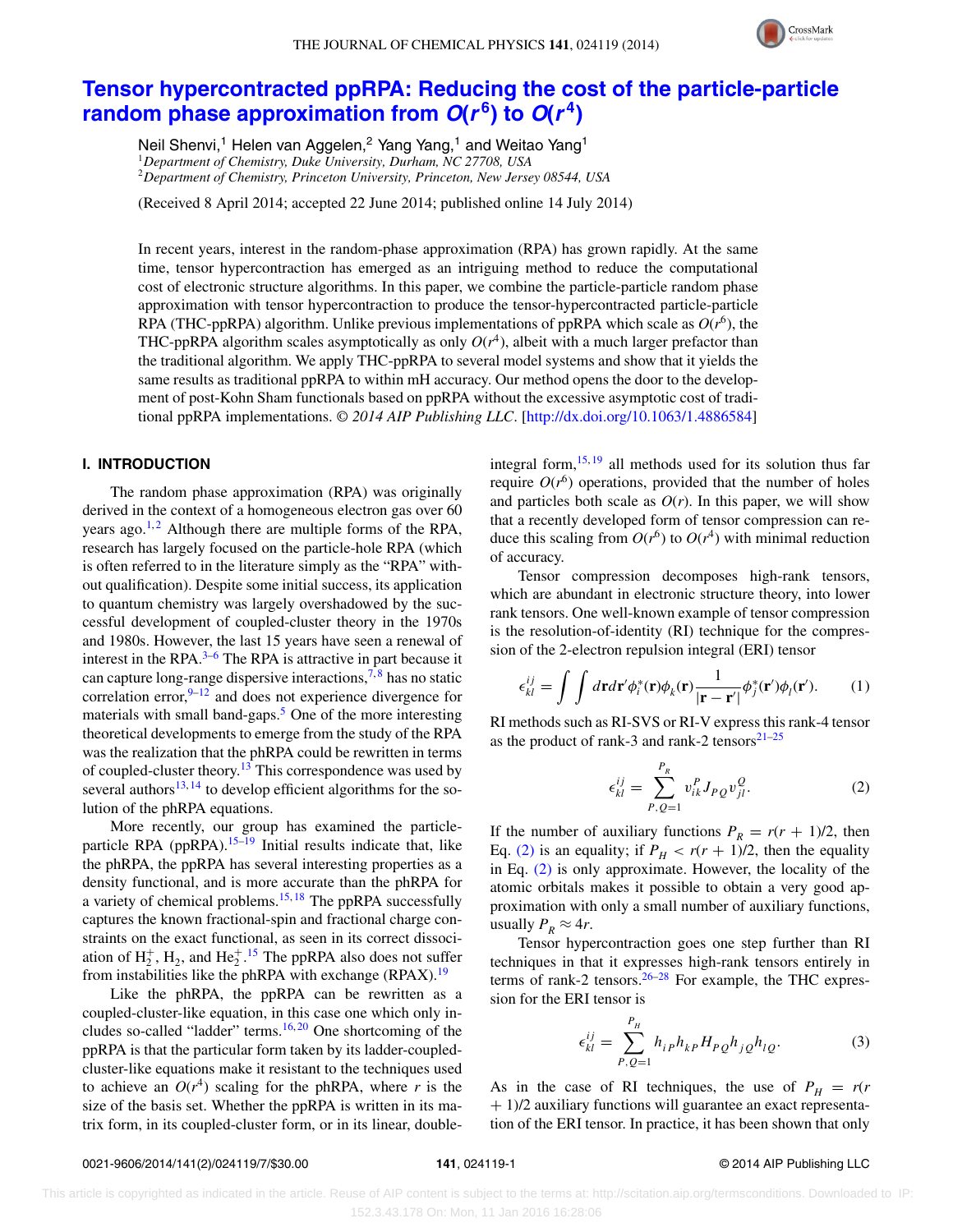# Tensor hypercontracted ppRPA: Reducing the cost of the particle-particle random phase approximation from $O(r^6)$ to $O(r^4)$

Neil Shenvi,[1] Helen van Aggelen,[2] Yang Yang,[1] and Weitao Yang[1]

[1]*Department of Chemistry, Duke University, Durham, NC 27708, USA*
[2]*Department of Chemistry, Princeton University, Princeton, New Jersey 08544, USA*

(Received 8 April 2014; accepted 22 June 2014; published online 14 July 2014)

In recent years, interest in the random-phase approximation (RPA) has grown rapidly. At the same time, tensor hypercontraction has emerged as an intriguing method to reduce the computational cost of electronic structure algorithms. In this paper, we combine the particle-particle random phase approximation with tensor hypercontraction to produce the tensor-hypercontracted particle-particle RPA (THC-ppRPA) algorithm. Unlike previous implementations of ppRPA which scale as $O(r^6)$, the THC-ppRPA algorithm scales asymptotically as only $O(r^4)$, albeit with a much larger prefactor than the traditional algorithm. We apply THC-ppRPA to several model systems and show that it yields the same results as traditional ppRPA to within mH accuracy. Our method opens the door to the development of post-Kohn Sham functionals based on ppRPA without the excessive asymptotic cost of traditional ppRPA implementations. © *2014 AIP Publishing LLC*. [http://dx.doi.org/10.1063/1.4886584]

## I. INTRODUCTION

The random phase approximation (RPA) was originally derived in the context of a homogeneous electron gas over 60 years ago.[1,2] Although there are multiple forms of the RPA, research has largely focused on the particle-hole RPA (which is often referred to in the literature simply as the "RPA" without qualification). Despite some initial success, its application to quantum chemistry was largely overshadowed by the successful development of coupled-cluster theory in the 1970s and 1980s. However, the last 15 years have seen a renewal of interest in the RPA.[3–6] The RPA is attractive in part because it can capture long-range dispersive interactions,[7,8] has no static correlation error,[9–12] and does not experience divergence for materials with small band-gaps.[5] One of the more interesting theoretical developments to emerge from the study of the RPA was the realization that the phRPA could be rewritten in terms of coupled-cluster theory.[13] This correspondence was used by several authors[13,14] to develop efficient algorithms for the solution of the phRPA equations.

More recently, our group has examined the particle-particle RPA (ppRPA).[15–19] Initial results indicate that, like the phRPA, the ppRPA has several interesting properties as a density functional, and is more accurate than the phRPA for a variety of chemical problems.[15,18] The ppRPA successfully captures the known fractional-spin and fractional charge constraints on the exact functional, as seen in its correct dissociation of $H_2^+$, $H_2$, and $He_2^+$.[15] The ppRPA also does not suffer from instabilities like the phRPA with exchange (RPAX).[19]

Like the phRPA, the ppRPA can be rewritten as a coupled-cluster-like equation, in this case one which only includes so-called "ladder" terms.[16,20] One shortcoming of the ppRPA is that the particular form taken by its ladder-coupled-cluster-like equations make it resistant to the techniques used to achieve an $O(r^4)$ scaling for the phRPA, where $r$ is the size of the basis set. Whether the ppRPA is written in its matrix form, in its coupled-cluster form, or in its linear, double-integral form,[15,19] all methods used for its solution thus far require $O(r^6)$ operations, provided that the number of holes and particles both scale as $O(r)$. In this paper, we will show that a recently developed form of tensor compression can reduce this scaling from $O(r^6)$ to $O(r^4)$ with minimal reduction of accuracy.

Tensor compression decomposes high-rank tensors, which are abundant in electronic structure theory, into lower rank tensors. One well-known example of tensor compression is the resolution-of-identity (RI) technique for the compression of the 2-electron repulsion integral (ERI) tensor

$$\epsilon_{kl}^{ij} = \int\int d\mathbf{r}d\mathbf{r}'\phi_i^*(\mathbf{r})\phi_k(\mathbf{r})\frac{1}{|\mathbf{r}-\mathbf{r}'|}\phi_j^*(\mathbf{r}')\phi_l(\mathbf{r}'). \tag{1}$$

RI methods such as RI-SVS or RI-V express this rank-4 tensor as the product of rank-3 and rank-2 tensors[21–25]

$$\epsilon_{kl}^{ij} = \sum_{P,Q=1}^{P_R} v_{ik}^P J_{PQ} v_{jl}^Q. \tag{2}$$

If the number of auxiliary functions $P_R = r(r+1)/2$, then Eq. (2) is an equality; if $P_H < r(r+1)/2$, then the equality in Eq. (2) is only approximate. However, the locality of the atomic orbitals makes it possible to obtain a very good approximation with only a small number of auxiliary functions, usually $P_R \approx 4r$.

Tensor hypercontraction goes one step further than RI techniques in that it expresses high-rank tensors entirely in terms of rank-2 tensors.[26–28] For example, the THC expression for the ERI tensor is

$$\epsilon_{kl}^{ij} = \sum_{P,Q=1}^{P_H} h_{iP}h_{kP}H_{PQ}h_{jQ}h_{lQ}. \tag{3}$$

As in the case of RI techniques, the use of $P_H = r(r+1)/2$ auxiliary functions will guarantee an exact representation of the ERI tensor. In practice, it has been shown that only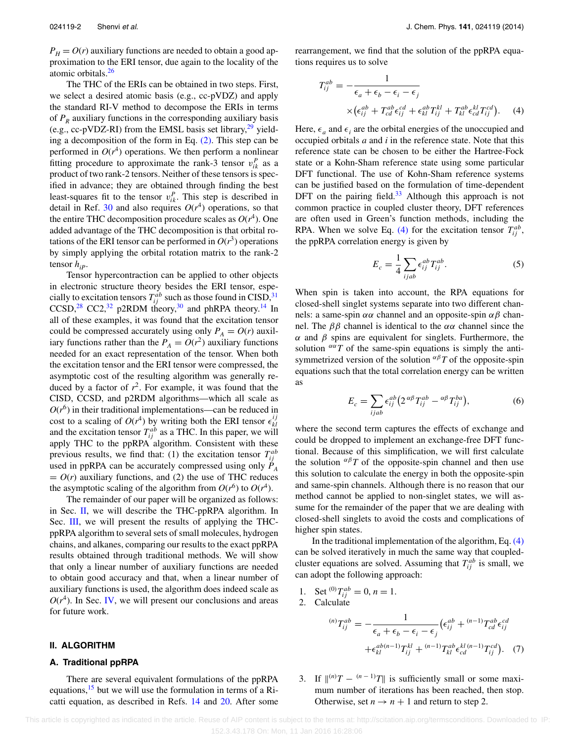$P_H = O(r)$ auxiliary functions are needed to obtain a good approximation to the ERI tensor, due again to the locality of the atomic orbitals.[26]

The THC of the ERIs can be obtained in two steps. First, we select a desired atomic basis (e.g., cc-pVDZ) and apply the standard RI-V method to decompose the ERIs in terms of $P_R$ auxiliary functions in the corresponding auxiliary basis (e.g., cc-pVDZ-RI) from the EMSL basis set library,[29] yielding a decomposition of the form in Eq. (2). This step can be performed in $O(r^4)$ operations. We then perform a nonlinear fitting procedure to approximate the rank-3 tensor $v_{ik}^P$ as a product of two rank-2 tensors. Neither of these tensors is specified in advance; they are obtained through finding the best least-squares fit to the tensor $v_{ik}^P$. This step is described in detail in Ref. 30 and also requires $O(r^4)$ operations, so that the entire THC decomposition procedure scales as $O(r^4)$. One added advantage of the THC decomposition is that orbital rotations of the ERI tensor can be performed in $O(r^3)$ operations by simply applying the orbital rotation matrix to the rank-2 tensor $h_{iP}$.

Tensor hypercontraction can be applied to other objects in electronic structure theory besides the ERI tensor, especially to excitation tensors $T_{ij}^{ab}$ such as those found in CISD,[31] CCSD,[28] CC2,[32] p2RDM theory,[30] and phRPA theory.[14] In all of these examples, it was found that the excitation tensor could be compressed accurately using only $P_A = O(r)$ auxiliary functions rather than the $P_A = O(r^2)$ auxiliary functions needed for an exact representation of the tensor. When both the excitation tensor and the ERI tensor were compressed, the asymptotic cost of the resulting algorithm was generally reduced by a factor of $r^2$. For example, it was found that the CISD, CCSD, and p2RDM algorithms—which all scale as $O(r^6)$ in their traditional implementations—can be reduced in cost to a scaling of $O(r^4)$ by writing both the ERI tensor $\epsilon_{kl}^{ij}$ and the excitation tensor $T_{ij}^{ab}$ as a THC. In this paper, we will apply THC to the ppRPA algorithm. Consistent with these previous results, we find that: (1) the excitation tensor $T_{ij}^{ab}$ used in ppRPA can be accurately compressed using only $P_A = O(r)$ auxiliary functions, and (2) the use of THC reduces the asymptotic scaling of the algorithm from $O(r^6)$ to $O(r^4)$.

The remainder of our paper will be organized as follows: in Sec. II, we will describe the THC-ppRPA algorithm. In Sec. III, we will present the results of applying the THC-ppRPA algorithm to several sets of small molecules, hydrogen chains, and alkanes, comparing our results to the exact ppRPA results obtained through traditional methods. We will show that only a linear number of auxiliary functions are needed to obtain good accuracy and that, when a linear number of auxiliary functions is used, the algorithm does indeed scale as $O(r^4)$. In Sec. IV, we will present our conclusions and areas for future work.

## II. ALGORITHM

### A. Traditional ppRPA

There are several equivalent formulations of the ppRPA equations,[15] but we will use the formulation in terms of a Riccati equation, as described in Refs. 14 and 20. After some rearrangement, we find that the solution of the ppRPA equations requires us to solve

$$T_{ij}^{ab} = -\frac{1}{\epsilon_a + \epsilon_b - \epsilon_i - \epsilon_j} \times \left(\epsilon_{ij}^{ab} + T_{cd}^{ab}\epsilon_{ij}^{cd} + \epsilon_{kl}^{ab}T_{ij}^{kl} + T_{kl}^{ab}\epsilon_{cd}^{kl}T_{ij}^{cd}\right). \quad (4)$$

Here, $\epsilon_a$ and $\epsilon_i$ are the orbital energies of the unoccupied and occupied orbitals $a$ and $i$ in the reference state. Note that this reference state can be chosen to be either the Hartree-Fock state or a Kohn-Sham reference state using some particular DFT functional. The use of Kohn-Sham reference systems can be justified based on the formulation of time-dependent DFT on the pairing field.[33] Although this approach is not common practice in coupled cluster theory, DFT references are often used in Green's function methods, including the RPA. When we solve Eq. (4) for the excitation tensor $T_{ij}^{ab}$, the ppRPA correlation energy is given by

$$E_c = \frac{1}{4}\sum_{ijab} \epsilon_{ij}^{ab} T_{ij}^{ab}. \quad (5)$$

When spin is taken into account, the RPA equations for closed-shell singlet systems separate into two different channels: a same-spin $\alpha\alpha$ channel and an opposite-spin $\alpha\beta$ channel. The $\beta\beta$ channel is identical to the $\alpha\alpha$ channel since the $\alpha$ and $\beta$ spins are equivalent for singlets. Furthermore, the solution ${}^{\alpha\alpha}T$ of the same-spin equations is simply the antisymmetrized version of the solution ${}^{\alpha\beta}T$ of the opposite-spin equations such that the total correlation energy can be written as

$$E_c = \sum_{ijab} \epsilon_{ij}^{ab}\left(2\,{}^{\alpha\beta}T_{ij}^{ab} - {}^{\alpha\beta}T_{ij}^{ba}\right), \quad (6)$$

where the second term captures the effects of exchange and could be dropped to implement an exchange-free DFT functional. Because of this simplification, we will first calculate the solution ${}^{\alpha\beta}T$ of the opposite-spin channel and then use this solution to calculate the energy in both the opposite-spin and same-spin channels. Although there is no reason that our method cannot be applied to non-singlet states, we will assume for the remainder of the paper that we are dealing with closed-shell singlets to avoid the costs and complications of higher spin states.

In the traditional implementation of the algorithm, Eq. (4) can be solved iteratively in much the same way that coupled-cluster equations are solved. Assuming that $T_{ij}^{ab}$ is small, we can adopt the following approach:

1. Set ${}^{(0)}T_{ij}^{ab} = 0$, $n = 1$.
2. Calculate

$${}^{(n)}T_{ij}^{ab} = -\frac{1}{\epsilon_a + \epsilon_b - \epsilon_i - \epsilon_j}\left(\epsilon_{ij}^{ab} + {}^{(n-1)}T_{cd}^{ab}\epsilon_{ij}^{cd} + \epsilon_{kl}^{ab\,(n-1)}T_{ij}^{kl} + {}^{(n-1)}T_{kl}^{ab}\epsilon_{cd}^{kl\,(n-1)}T_{ij}^{cd}\right). \quad (7)$$

3. If $\|{}^{(n)}T - {}^{(n-1)}T\|$ is sufficiently small or some maximum number of iterations has been reached, then stop. Otherwise, set $n \rightarrow n + 1$ and return to step 2.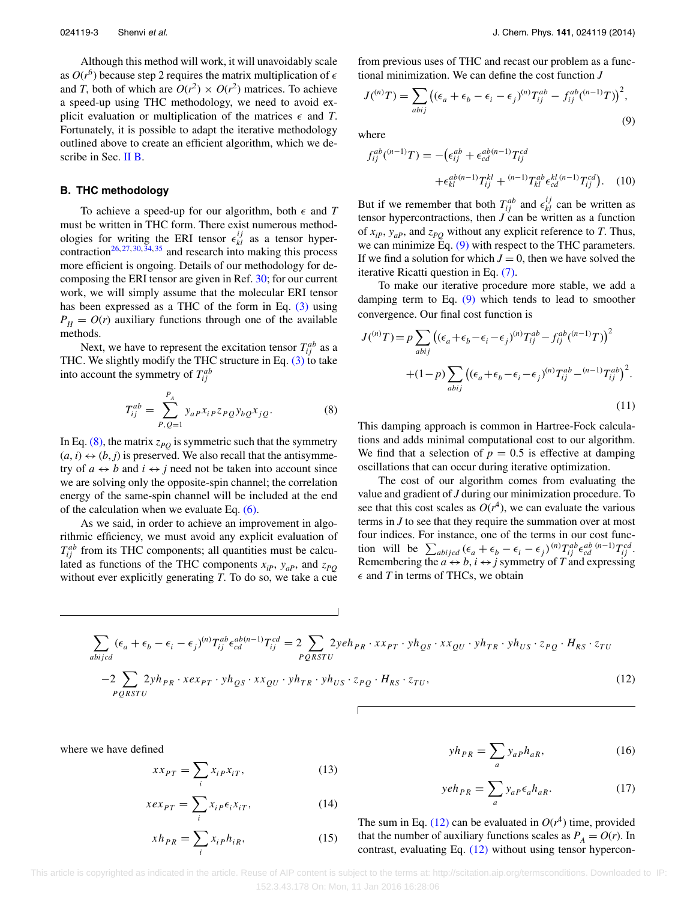Although this method will work, it will unavoidably scale as $O(r^6)$ because step 2 requires the matrix multiplication of $\epsilon$ and $T$, both of which are $O(r^2) \times O(r^2)$ matrices. To achieve a speed-up using THC methodology, we need to avoid explicit evaluation or multiplication of the matrices $\epsilon$ and $T$. Fortunately, it is possible to adapt the iterative methodology outlined above to create an efficient algorithm, which we describe in Sec. II B.

### B. THC methodology

To achieve a speed-up for our algorithm, both $\epsilon$ and $T$ must be written in THC form. There exist numerous methodologies for writing the ERI tensor $\epsilon_{kl}^{ij}$ as a tensor hypercontraction[26,27,30,34,35] and research into making this process more efficient is ongoing. Details of our methodology for decomposing the ERI tensor are given in Ref. 30; for our current work, we will simply assume that the molecular ERI tensor has been expressed as a THC of the form in Eq. (3) using $P_H = O(r)$ auxiliary functions through one of the available methods.

Next, we have to represent the excitation tensor $T_{ij}^{ab}$ as a THC. We slightly modify the THC structure in Eq. (3) to take into account the symmetry of $T_{ij}^{ab}$

$$T_{ij}^{ab} = \sum_{P,Q=1}^{P_A} y_{aP} x_{iP} z_{PQ} y_{bQ} x_{jQ}. \tag{8}$$

In Eq. (8), the matrix $z_{PQ}$ is symmetric such that the symmetry $(a, i) \leftrightarrow (b, j)$ is preserved. We also recall that the antisymmetry of $a \leftrightarrow b$ and $i \leftrightarrow j$ need not be taken into account since we are solving only the opposite-spin channel; the correlation energy of the same-spin channel will be included at the end of the calculation when we evaluate Eq. (6).

As we said, in order to achieve an improvement in algorithmic efficiency, we must avoid any explicit evaluation of $T_{ij}^{ab}$ from its THC components; all quantities must be calculated as functions of the THC components $x_{iP}$, $y_{aP}$, and $z_{PQ}$ without ever explicitly generating $T$. To do so, we take a cue from previous uses of THC and recast our problem as a functional minimization. We can define the cost function $J$

$$J({}^{(n)}T) = \sum_{abij} \left( (\epsilon_a + \epsilon_b - \epsilon_i - \epsilon_j)^{(n)} T_{ij}^{ab} - f_{ij}^{ab}({}^{(n-1)}T) \right)^2, \tag{9}$$

where

$$f_{ij}^{ab}({}^{(n-1)}T) = -\big(\epsilon_{ij}^{ab} + \epsilon_{cd}^{ab\,(n-1)} T_{ij}^{cd} + \epsilon_{kl}^{ab\,(n-1)} T_{ij}^{kl} + {}^{(n-1)}T_{kl}^{ab} \epsilon_{cd}^{kl\,(n-1)} T_{ij}^{cd}\big). \tag{10}$$

But if we remember that both $T_{ij}^{ab}$ and $\epsilon_{kl}^{ij}$ can be written as tensor hypercontractions, then $J$ can be written as a function of $x_{iP}$, $y_{aP}$, and $z_{PQ}$ without any explicit reference to $T$. Thus, we can minimize Eq. (9) with respect to the THC parameters. If we find a solution for which $J = 0$, then we have solved the iterative Ricatti question in Eq. (7).

To make our iterative procedure more stable, we add a damping term to Eq. (9) which tends to lead to smoother convergence. Our final cost function is

$$J({}^{(n)}T) = p \sum_{abij} \left( (\epsilon_a + \epsilon_b - \epsilon_i - \epsilon_j)^{(n)} T_{ij}^{ab} - f_{ij}^{ab}({}^{(n-1)}T) \right)^2 + (1-p) \sum_{abij} \left( (\epsilon_a + \epsilon_b - \epsilon_i - \epsilon_j)^{(n)} T_{ij}^{ab} - {}^{(n-1)}T_{ij}^{ab} \right)^2. \tag{11}$$

This damping approach is common in Hartree-Fock calculations and adds minimal computational cost to our algorithm. We find that a selection of $p = 0.5$ is effective at damping oscillations that can occur during iterative optimization.

The cost of our algorithm comes from evaluating the value and gradient of $J$ during our minimization procedure. To see that this cost scales as $O(r^4)$, we can evaluate the various terms in $J$ to see that they require the summation over at most four indices. For instance, one of the terms in our cost function will be $\sum_{abijcd} (\epsilon_a + \epsilon_b - \epsilon_i - \epsilon_j)^{(n)} T_{ij}^{ab} \epsilon_{cd}^{ab\,(n-1)} T_{ij}^{cd}$. Remembering the $a \leftrightarrow b$, $i \leftrightarrow j$ symmetry of $T$ and expressing $\epsilon$ and $T$ in terms of THCs, we obtain

$$\sum_{abijcd} (\epsilon_a + \epsilon_b - \epsilon_i - \epsilon_j)^{(n)} T_{ij}^{ab} \epsilon_{cd}^{ab\,(n-1)} T_{ij}^{cd} = 2 \sum_{PQRSTU} 2yeh_{PR} \cdot xx_{PT} \cdot yh_{QS} \cdot xx_{QU} \cdot yh_{TR} \cdot yh_{US} \cdot z_{PQ} \cdot H_{RS} \cdot z_{TU}$$
$$-2 \sum_{PQRSTU} 2yh_{PR} \cdot xex_{PT} \cdot yh_{QS} \cdot xx_{QU} \cdot yh_{TR} \cdot yh_{US} \cdot z_{PQ} \cdot H_{RS} \cdot z_{TU}, \tag{12}$$

where we have defined

$$xx_{PT} = \sum_i x_{iP} x_{iT}, \tag{13}$$

$$xex_{PT} = \sum_i x_{iP} \epsilon_i x_{iT}, \tag{14}$$

$$xh_{PR} = \sum_i x_{iP} h_{iR}, \tag{15}$$

$$yh_{PR} = \sum_a y_{aP} h_{aR}, \tag{16}$$

$$yeh_{PR} = \sum_a y_{aP} \epsilon_a h_{aR}. \tag{17}$$

The sum in Eq. (12) can be evaluated in $O(r^4)$ time, provided that the number of auxiliary functions scales as $P_A = O(r)$. In contrast, evaluating Eq. (12) without using tensor hypercon-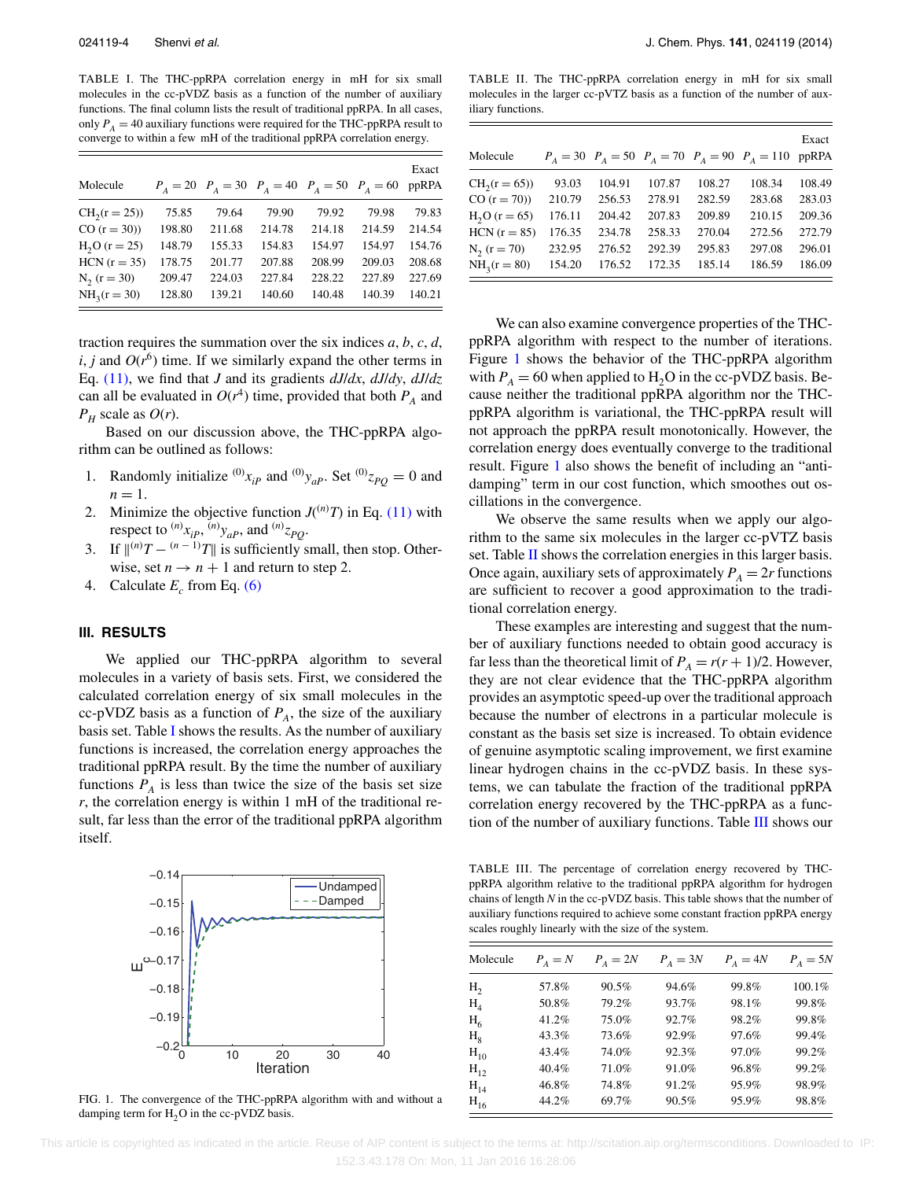TABLE I. The THC-ppRPA correlation energy in mH for six small molecules in the cc-pVDZ basis as a function of the number of auxiliary functions. The final column lists the result of traditional ppRPA. In all cases, only $P_A = 40$ auxiliary functions were required for the THC-ppRPA result to converge to within a few mH of the traditional ppRPA correlation energy.

| Molecule | $P_A = 20$ | $P_A = 30$ | $P_A = 40$ | $P_A = 50$ | $P_A = 60$ | Exact ppRPA |
|---|---|---|---|---|---|---|
| $CH_2$(r = 25)) | 75.85 | 79.64 | 79.90 | 79.92 | 79.98 | 79.83 |
| CO (r = 30)) | 198.80 | 211.68 | 214.78 | 214.18 | 214.59 | 214.54 |
| $H_2O$ (r = 25) | 148.79 | 155.33 | 154.83 | 154.97 | 154.97 | 154.76 |
| HCN (r = 35) | 178.75 | 201.77 | 207.88 | 208.99 | 209.03 | 208.68 |
| $N_2$ (r = 30) | 209.47 | 224.03 | 227.84 | 228.22 | 227.89 | 227.69 |
| $NH_3$(r = 30) | 128.80 | 139.21 | 140.60 | 140.48 | 140.39 | 140.21 |

traction requires the summation over the six indices $a$, $b$, $c$, $d$, $i$, $j$ and $O(r^6)$ time. If we similarly expand the other terms in Eq. (11), we find that $J$ and its gradients $dJ/dx$, $dJ/dy$, $dJ/dz$ can all be evaluated in $O(r^4)$ time, provided that both $P_A$ and $P_H$ scale as $O(r)$.

Based on our discussion above, the THC-ppRPA algorithm can be outlined as follows:

1. Randomly initialize ${}^{(0)}x_{iP}$ and ${}^{(0)}y_{aP}$. Set ${}^{(0)}z_{PQ} = 0$ and $n = 1$.
2. Minimize the objective function $J({}^{(n)}T)$ in Eq. (11) with respect to ${}^{(n)}x_{iP}$, ${}^{(n)}y_{aP}$, and ${}^{(n)}z_{PQ}$.
3. If $\|{}^{(n)}T - {}^{(n-1)}T\|$ is sufficiently small, then stop. Otherwise, set $n \rightarrow n + 1$ and return to step 2.
4. Calculate $E_c$ from Eq. (6)

## III. RESULTS

We applied our THC-ppRPA algorithm to several molecules in a variety of basis sets. First, we considered the calculated correlation energy of six small molecules in the cc-pVDZ basis as a function of $P_A$, the size of the auxiliary basis set. Table I shows the results. As the number of auxiliary functions is increased, the correlation energy approaches the traditional ppRPA result. By the time the number of auxiliary functions $P_A$ is less than twice the size of the basis set size $r$, the correlation energy is within 1 mH of the traditional result, far less than the error of the traditional ppRPA algorithm itself.

FIG. 1. The convergence of the THC-ppRPA algorithm with and without a damping term for $H_2O$ in the cc-pVDZ basis.

TABLE II. The THC-ppRPA correlation energy in mH for six small molecules in the larger cc-pVTZ basis as a function of the number of auxiliary functions.

| Molecule | $P_A = 30$ | $P_A = 50$ | $P_A = 70$ | $P_A = 90$ | $P_A = 110$ | Exact ppRPA |
|---|---|---|---|---|---|---|
| $CH_2$(r = 65)) | 93.03 | 104.91 | 107.87 | 108.27 | 108.34 | 108.49 |
| CO (r = 70)) | 210.79 | 256.53 | 278.91 | 282.59 | 283.68 | 283.03 |
| $H_2O$ (r = 65) | 176.11 | 204.42 | 207.83 | 209.89 | 210.15 | 209.36 |
| HCN (r = 85) | 176.35 | 234.78 | 258.33 | 270.04 | 272.56 | 272.79 |
| $N_2$ (r = 70) | 232.95 | 276.52 | 292.39 | 295.83 | 297.08 | 296.01 |
| $NH_3$(r = 80) | 154.20 | 176.52 | 172.35 | 185.14 | 186.59 | 186.09 |

We can also examine convergence properties of the THC-ppRPA algorithm with respect to the number of iterations. Figure 1 shows the behavior of the THC-ppRPA algorithm with $P_A = 60$ when applied to $H_2O$ in the cc-pVDZ basis. Because neither the traditional ppRPA algorithm nor the THC-ppRPA algorithm is variational, the THC-ppRPA result will not approach the ppRPA result monotonically. However, the correlation energy does eventually converge to the traditional result. Figure 1 also shows the benefit of including an "anti-damping" term in our cost function, which smoothes out oscillations in the convergence.

We observe the same results when we apply our algorithm to the same six molecules in the larger cc-pVTZ basis set. Table II shows the correlation energies in this larger basis. Once again, auxiliary sets of approximately $P_A = 2r$ functions are sufficient to recover a good approximation to the traditional correlation energy.

These examples are interesting and suggest that the number of auxiliary functions needed to obtain good accuracy is far less than the theoretical limit of $P_A = r(r + 1)/2$. However, they are not clear evidence that the THC-ppRPA algorithm provides an asymptotic speed-up over the traditional approach because the number of electrons in a particular molecule is constant as the basis set size is increased. To obtain evidence of genuine asymptotic scaling improvement, we first examine linear hydrogen chains in the cc-pVDZ basis. In these systems, we can tabulate the fraction of the traditional ppRPA correlation energy recovered by the THC-ppRPA as a function of the number of auxiliary functions. Table III shows our

TABLE III. The percentage of correlation energy recovered by THC-ppRPA algorithm relative to the traditional ppRPA algorithm for hydrogen chains of length $N$ in the cc-pVDZ basis. This table shows that the number of auxiliary functions required to achieve some constant fraction ppRPA energy scales roughly linearly with the size of the system.

| Molecule | $P_A = N$ | $P_A = 2N$ | $P_A = 3N$ | $P_A = 4N$ | $P_A = 5N$ |
|---|---|---|---|---|---|
| $H_2$ | 57.8% | 90.5% | 94.6% | 99.8% | 100.1% |
| $H_4$ | 50.8% | 79.2% | 93.7% | 98.1% | 99.8% |
| $H_6$ | 41.2% | 75.0% | 92.7% | 98.2% | 99.8% |
| $H_8$ | 43.3% | 73.6% | 92.9% | 97.6% | 99.4% |
| $H_{10}$ | 43.4% | 74.0% | 92.3% | 97.0% | 99.2% |
| $H_{12}$ | 40.4% | 71.0% | 91.0% | 96.8% | 99.2% |
| $H_{14}$ | 46.8% | 74.8% | 91.2% | 95.9% | 98.9% |
| $H_{16}$ | 44.2% | 69.7% | 90.5% | 95.9% | 98.8% |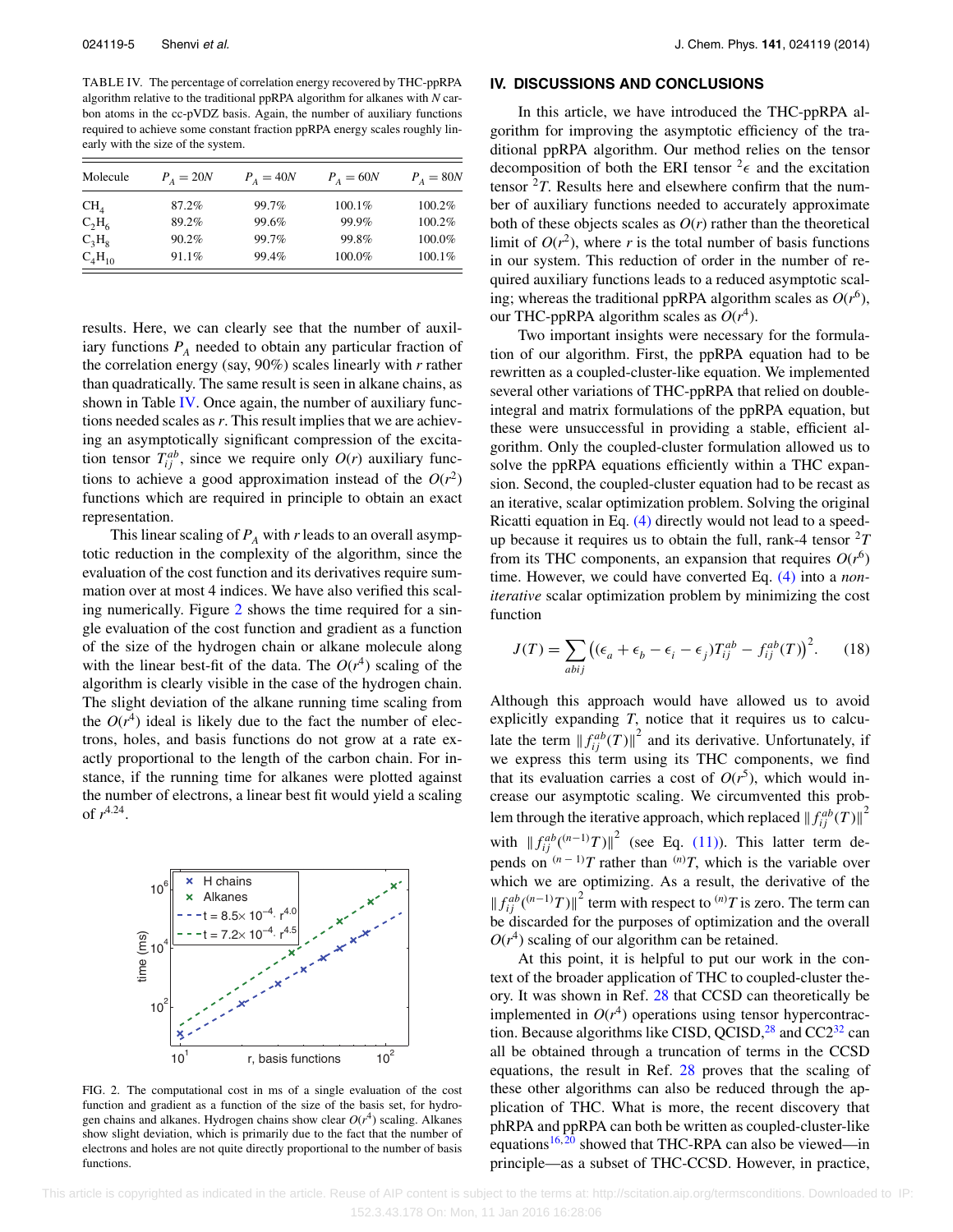TABLE IV. The percentage of correlation energy recovered by THC-ppRPA algorithm relative to the traditional ppRPA algorithm for alkanes with $N$ carbon atoms in the cc-pVDZ basis. Again, the number of auxiliary functions required to achieve some constant fraction ppRPA energy scales roughly linearly with the size of the system.

| Molecule | $P_A = 20N$ | $P_A = 40N$ | $P_A = 60N$ | $P_A = 80N$ |
|---|---|---|---|---|
| $CH_4$ | 87.2% | 99.7% | 100.1% | 100.2% |
| $C_2H_6$ | 89.2% | 99.6% | 99.9% | 100.2% |
| $C_3H_8$ | 90.2% | 99.7% | 99.8% | 100.0% |
| $C_4H_{10}$ | 91.1% | 99.4% | 100.0% | 100.1% |

results. Here, we can clearly see that the number of auxiliary functions $P_A$ needed to obtain any particular fraction of the correlation energy (say, 90%) scales linearly with $r$ rather than quadratically. The same result is seen in alkane chains, as shown in Table IV. Once again, the number of auxiliary functions needed scales as $r$. This result implies that we are achieving an asymptotically significant compression of the excitation tensor $T_{ij}^{ab}$, since we require only $O(r)$ auxiliary functions to achieve a good approximation instead of the $O(r^2)$ functions which are required in principle to obtain an exact representation.

This linear scaling of $P_A$ with $r$ leads to an overall asymptotic reduction in the complexity of the algorithm, since the evaluation of the cost function and its derivatives require summation over at most 4 indices. We have also verified this scaling numerically. Figure 2 shows the time required for a single evaluation of the cost function and gradient as a function of the size of the hydrogen chain or alkane molecule along with the linear best-fit of the data. The $O(r^4)$ scaling of the algorithm is clearly visible in the case of the hydrogen chain. The slight deviation of the alkane running time scaling from the $O(r^4)$ ideal is likely due to the fact the number of electrons, holes, and basis functions do not grow at a rate exactly proportional to the length of the carbon chain. For instance, if the running time for alkanes were plotted against the number of electrons, a linear best fit would yield a scaling of $r^{4.24}$.

FIG. 2. The computational cost in ms of a single evaluation of the cost function and gradient as a function of the size of the basis set, for hydrogen chains and alkanes. Hydrogen chains show clear $O(r^4)$ scaling. Alkanes show slight deviation, which is primarily due to the fact that the number of electrons and holes are not quite directly proportional to the number of basis functions.

## IV. DISCUSSIONS AND CONCLUSIONS

In this article, we have introduced the THC-ppRPA algorithm for improving the asymptotic efficiency of the traditional ppRPA algorithm. Our method relies on the tensor decomposition of both the ERI tensor ${}^2\epsilon$ and the excitation tensor ${}^2T$. Results here and elsewhere confirm that the number of auxiliary functions needed to accurately approximate both of these objects scales as $O(r)$ rather than the theoretical limit of $O(r^2)$, where $r$ is the total number of basis functions in our system. This reduction of order in the number of required auxiliary functions leads to a reduced asymptotic scaling; whereas the traditional ppRPA algorithm scales as $O(r^6)$, our THC-ppRPA algorithm scales as $O(r^4)$.

Two important insights were necessary for the formulation of our algorithm. First, the ppRPA equation had to be rewritten as a coupled-cluster-like equation. We implemented several other variations of THC-ppRPA that relied on double-integral and matrix formulations of the ppRPA equation, but these were unsuccessful in providing a stable, efficient algorithm. Only the coupled-cluster formulation allowed us to solve the ppRPA equations efficiently within a THC expansion. Second, the coupled-cluster equation had to be recast as an iterative, scalar optimization problem. Solving the original Ricatti equation in Eq. (4) directly would not lead to a speedup because it requires us to obtain the full, rank-4 tensor ${}^2T$ from its THC components, an expansion that requires $O(r^6)$ time. However, we could have converted Eq. (4) into a *non-iterative* scalar optimization problem by minimizing the cost function

$$J(T) = \sum_{abij} \left( (\epsilon_a + \epsilon_b - \epsilon_i - \epsilon_j) T_{ij}^{ab} - f_{ij}^{ab}(T) \right)^2. \tag{18}$$

Although this approach would have allowed us to avoid explicitly expanding $T$, notice that it requires us to calculate the term $\| f_{ij}^{ab}(T) \|^2$ and its derivative. Unfortunately, if we express this term using its THC components, we find that its evaluation carries a cost of $O(r^5)$, which would increase our asymptotic scaling. We circumvented this problem through the iterative approach, which replaced $\| f_{ij}^{ab}(T) \|^2$ with $\| f_{ij}^{ab}({}^{(n-1)}T) \|^2$ (see Eq. (11)). This latter term depends on ${}^{(n-1)}T$ rather than ${}^{(n)}T$, which is the variable over which we are optimizing. As a result, the derivative of the $\| f_{ij}^{ab}({}^{(n-1)}T) \|^2$ term with respect to ${}^{(n)}T$ is zero. The term can be discarded for the purposes of optimization and the overall $O(r^4)$ scaling of our algorithm can be retained.

At this point, it is helpful to put our work in the context of the broader application of THC to coupled-cluster theory. It was shown in Ref. 28 that CCSD can theoretically be implemented in $O(r^4)$ operations using tensor hypercontraction. Because algorithms like CISD, QCISD,[28] and CC2[32] can all be obtained through a truncation of terms in the CCSD equations, the result in Ref. 28 proves that the scaling of these other algorithms can also be reduced through the application of THC. What is more, the recent discovery that phRPA and ppRPA can both be written as coupled-cluster-like equations[16,20] showed that THC-RPA can also be viewed—in principle—as a subset of THC-CCSD. However, in practice,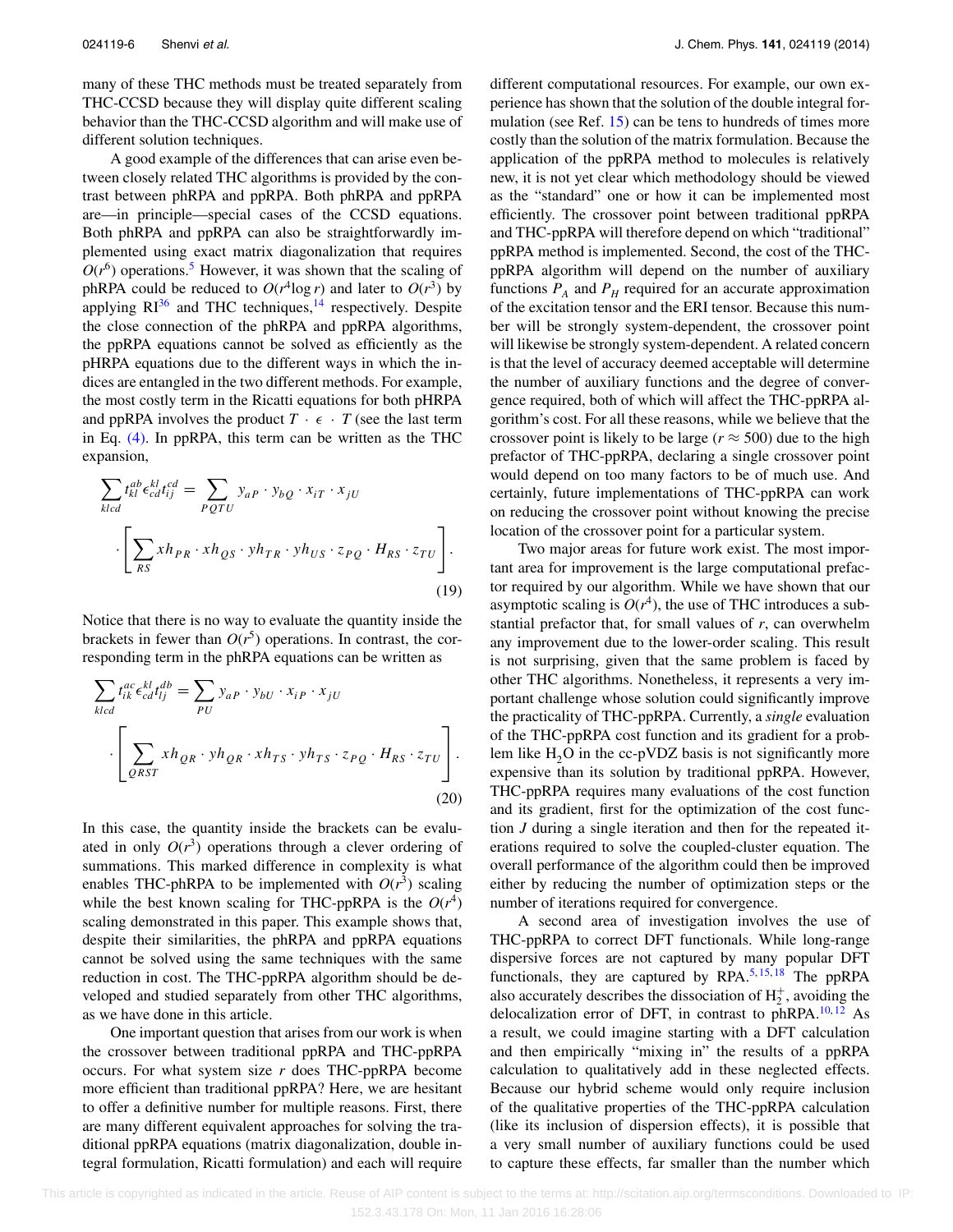many of these THC methods must be treated separately from THC-CCSD because they will display quite different scaling behavior than the THC-CCSD algorithm and will make use of different solution techniques.

A good example of the differences that can arise even between closely related THC algorithms is provided by the contrast between phRPA and ppRPA. Both phRPA and ppRPA are—in principle—special cases of the CCSD equations. Both phRPA and ppRPA can also be straightforwardly implemented using exact matrix diagonalization that requires $O(r^6)$ operations.[5] However, it was shown that the scaling of phRPA could be reduced to $O(r^4 \log r)$ and later to $O(r^3)$ by applying RI[36] and THC techniques,[14] respectively. Despite the close connection of the phRPA and ppRPA algorithms, the ppRPA equations cannot be solved as efficiently as the pHRPA equations due to the different ways in which the indices are entangled in the two different methods. For example, the most costly term in the Ricatti equations for both pHRPA and ppRPA involves the product $T \cdot \epsilon \cdot T$ (see the last term in Eq. (4). In ppRPA, this term can be written as the THC expansion,

$$\sum_{klcd} t_{kl}^{ab} \epsilon_{cd}^{kl} t_{ij}^{cd} = \sum_{PQTU} y_{aP} \cdot y_{bQ} \cdot x_{iT} \cdot x_{jU} \cdot \left[ \sum_{RS} xh_{PR} \cdot xh_{QS} \cdot yh_{TR} \cdot yh_{US} \cdot z_{PQ} \cdot H_{RS} \cdot z_{TU} \right]. \tag{19}$$

Notice that there is no way to evaluate the quantity inside the brackets in fewer than $O(r^5)$ operations. In contrast, the corresponding term in the phRPA equations can be written as

$$\sum_{klcd} t_{ik}^{ac} \epsilon_{cd}^{kl} t_{lj}^{db} = \sum_{PU} y_{aP} \cdot y_{bU} \cdot x_{iP} \cdot x_{jU} \cdot \left[ \sum_{QRST} xh_{QR} \cdot yh_{QR} \cdot xh_{TS} \cdot yh_{TS} \cdot z_{PQ} \cdot H_{RS} \cdot z_{TU} \right]. \tag{20}$$

In this case, the quantity inside the brackets can be evaluated in only $O(r^3)$ operations through a clever ordering of summations. This marked difference in complexity is what enables THC-phRPA to be implemented with $O(r^3)$ scaling while the best known scaling for THC-ppRPA is the $O(r^4)$ scaling demonstrated in this paper. This example shows that, despite their similarities, the phRPA and ppRPA equations cannot be solved using the same techniques with the same reduction in cost. The THC-ppRPA algorithm should be developed and studied separately from other THC algorithms, as we have done in this article.

One important question that arises from our work is when the crossover between traditional ppRPA and THC-ppRPA occurs. For what system size $r$ does THC-ppRPA become more efficient than traditional ppRPA? Here, we are hesitant to offer a definitive number for multiple reasons. First, there are many different equivalent approaches for solving the traditional ppRPA equations (matrix diagonalization, double integral formulation, Ricatti formulation) and each will require different computational resources. For example, our own experience has shown that the solution of the double integral formulation (see Ref. 15) can be tens to hundreds of times more costly than the solution of the matrix formulation. Because the application of the ppRPA method to molecules is relatively new, it is not yet clear which methodology should be viewed as the "standard" one or how it can be implemented most efficiently. The crossover point between traditional ppRPA and THC-ppRPA will therefore depend on which "traditional" ppRPA method is implemented. Second, the cost of the THC-ppRPA algorithm will depend on the number of auxiliary functions $P_A$ and $P_H$ required for an accurate approximation of the excitation tensor and the ERI tensor. Because this number will be strongly system-dependent, the crossover point will likewise be strongly system-dependent. A related concern is that the level of accuracy deemed acceptable will determine the number of auxiliary functions and the degree of convergence required, both of which will affect the THC-ppRPA algorithm's cost. For all these reasons, while we believe that the crossover point is likely to be large ($r \approx 500$) due to the high prefactor of THC-ppRPA, declaring a single crossover point would depend on too many factors to be of much use. And certainly, future implementations of THC-ppRPA can work on reducing the crossover point without knowing the precise location of the crossover point for a particular system.

Two major areas for future work exist. The most important area for improvement is the large computational prefactor required by our algorithm. While we have shown that our asymptotic scaling is $O(r^4)$, the use of THC introduces a substantial prefactor that, for small values of $r$, can overwhelm any improvement due to the lower-order scaling. This result is not surprising, given that the same problem is faced by other THC algorithms. Nonetheless, it represents a very important challenge whose solution could significantly improve the practicality of THC-ppRPA. Currently, a *single* evaluation of the THC-ppRPA cost function and its gradient for a problem like $H_2O$ in the cc-pVDZ basis is not significantly more expensive than its solution by traditional ppRPA. However, THC-ppRPA requires many evaluations of the cost function and its gradient, first for the optimization of the cost function $J$ during a single iteration and then for the repeated iterations required to solve the coupled-cluster equation. The overall performance of the algorithm could then be improved either by reducing the number of optimization steps or the number of iterations required for convergence.

A second area of investigation involves the use of THC-ppRPA to correct DFT functionals. While long-range dispersive forces are not captured by many popular DFT functionals, they are captured by RPA.[5,15,18] The ppRPA also accurately describes the dissociation of $H_2^+$, avoiding the delocalization error of DFT, in contrast to phRPA.[10,12] As a result, we could imagine starting with a DFT calculation and then empirically "mixing in" the results of a ppRPA calculation to qualitatively add in these neglected effects. Because our hybrid scheme would only require inclusion of the qualitative properties of the THC-ppRPA calculation (like its inclusion of dispersion effects), it is possible that a very small number of auxiliary functions could be used to capture these effects, far smaller than the number which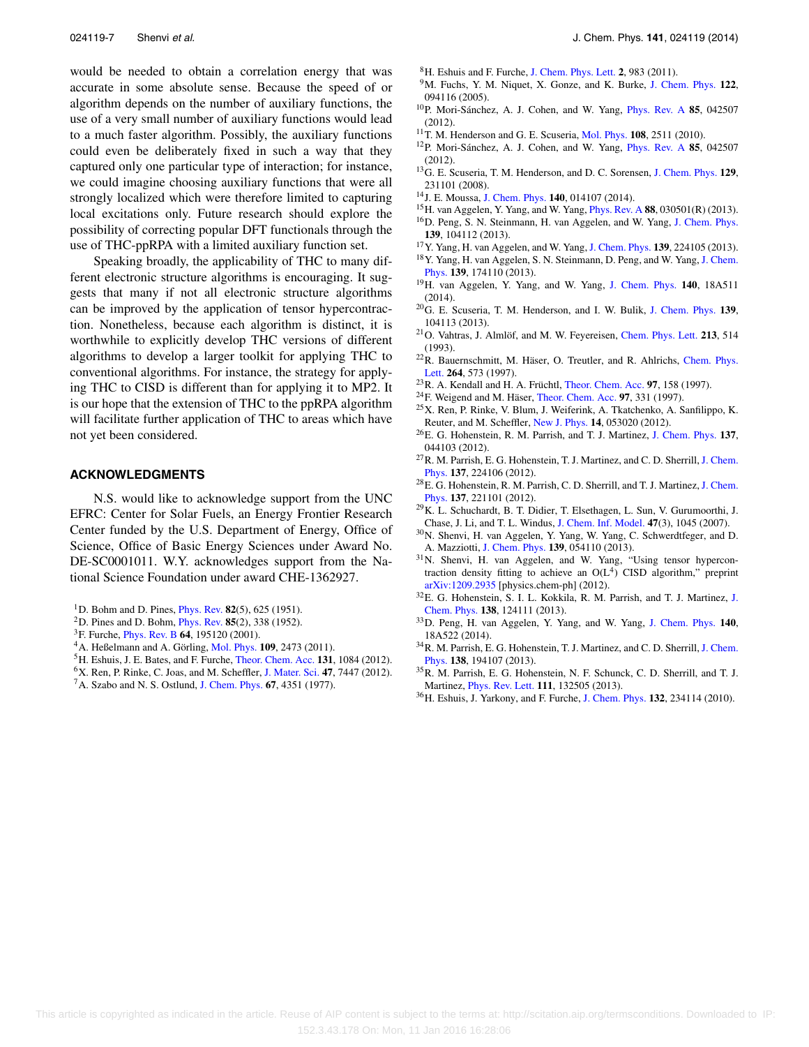would be needed to obtain a correlation energy that was accurate in some absolute sense. Because the speed of or algorithm depends on the number of auxiliary functions, the use of a very small number of auxiliary functions would lead to a much faster algorithm. Possibly, the auxiliary functions could even be deliberately fixed in such a way that they captured only one particular type of interaction; for instance, we could imagine choosing auxiliary functions that were all strongly localized which were therefore limited to capturing local excitations only. Future research should explore the possibility of correcting popular DFT functionals through the use of THC-ppRPA with a limited auxiliary function set.

Speaking broadly, the applicability of THC to many different electronic structure algorithms is encouraging. It suggests that many if not all electronic structure algorithms can be improved by the application of tensor hypercontraction. Nonetheless, because each algorithm is distinct, it is worthwhile to explicitly develop THC versions of different algorithms to develop a larger toolkit for applying THC to conventional algorithms. For instance, the strategy for applying THC to CISD is different than for applying it to MP2. It is our hope that the extension of THC to the ppRPA algorithm will facilitate further application of THC to areas which have not yet been considered.

## ACKNOWLEDGMENTS

N.S. would like to acknowledge support from the UNC EFRC: Center for Solar Fuels, an Energy Frontier Research Center funded by the U.S. Department of Energy, Office of Science, Office of Basic Energy Sciences under Award No. DE-SC0001011. W.Y. acknowledges support from the National Science Foundation under award CHE-1362927.

[1] D. Bohm and D. Pines, Phys. Rev. **82**(5), 625 (1951).
[2] D. Pines and D. Bohm, Phys. Rev. **85**(2), 338 (1952).
[3] F. Furche, Phys. Rev. B **64**, 195120 (2001).
[4] A. Heßelmann and A. Görling, Mol. Phys. **109**, 2473 (2011).
[5] H. Eshuis, J. E. Bates, and F. Furche, Theor. Chem. Acc. **131**, 1084 (2012).
[6] X. Ren, P. Rinke, C. Joas, and M. Scheffler, J. Mater. Sci. **47**, 7447 (2012).
[7] A. Szabo and N. S. Ostlund, J. Chem. Phys. **67**, 4351 (1977).
[8] H. Eshuis and F. Furche, J. Chem. Phys. Lett. **2**, 983 (2011).
[9] M. Fuchs, Y. M. Niquet, X. Gonze, and K. Burke, J. Chem. Phys. **122**, 094116 (2005).
[10] P. Mori-Sánchez, A. J. Cohen, and W. Yang, Phys. Rev. A **85**, 042507 (2012).
[11] T. M. Henderson and G. E. Scuseria, Mol. Phys. **108**, 2511 (2010).
[12] P. Mori-Sánchez, A. J. Cohen, and W. Yang, Phys. Rev. A **85**, 042507 (2012).
[13] G. E. Scuseria, T. M. Henderson, and D. C. Sorensen, J. Chem. Phys. **129**, 231101 (2008).
[14] J. E. Moussa, J. Chem. Phys. **140**, 014107 (2014).
[15] H. van Aggelen, Y. Yang, and W. Yang, Phys. Rev. A **88**, 030501(R) (2013).
[16] D. Peng, S. N. Steinmann, H. van Aggelen, and W. Yang, J. Chem. Phys. **139**, 104112 (2013).
[17] Y. Yang, H. van Aggelen, and W. Yang, J. Chem. Phys. **139**, 224105 (2013).
[18] Y. Yang, H. van Aggelen, S. N. Steinmann, D. Peng, and W. Yang, J. Chem. Phys. **139**, 174110 (2013).
[19] H. van Aggelen, Y. Yang, and W. Yang, J. Chem. Phys. **140**, 18A511 (2014).
[20] G. E. Scuseria, T. M. Henderson, and I. W. Bulik, J. Chem. Phys. **139**, 104113 (2013).
[21] O. Vahtras, J. Almlöf, and M. W. Feyereisen, Chem. Phys. Lett. **213**, 514 (1993).
[22] R. Bauernschmitt, M. Häser, O. Treutler, and R. Ahlrichs, Chem. Phys. Lett. **264**, 573 (1997).
[23] R. A. Kendall and H. A. Früchtl, Theor. Chem. Acc. **97**, 158 (1997).
[24] F. Weigend and M. Häser, Theor. Chem. Acc. **97**, 331 (1997).
[25] X. Ren, P. Rinke, V. Blum, J. Weiferink, A. Tkatchenko, A. Sanfilippo, K. Reuter, and M. Scheffler, New J. Phys. **14**, 053020 (2012).
[26] E. G. Hohenstein, R. M. Parrish, and T. J. Martinez, J. Chem. Phys. **137**, 044103 (2012).
[27] R. M. Parrish, E. G. Hohenstein, T. J. Martinez, and C. D. Sherrill, J. Chem. Phys. **137**, 224106 (2012).
[28] E. G. Hohenstein, R. M. Parrish, C. D. Sherrill, and T. J. Martinez, J. Chem. Phys. **137**, 221101 (2012).
[29] K. L. Schuchardt, B. T. Didier, T. Elsethagen, L. Sun, V. Gurumoorthi, J. Chase, J. Li, and T. L. Windus, J. Chem. Inf. Model. **47**(3), 1045 (2007).
[30] N. Shenvi, H. van Aggelen, Y. Yang, W. Yang, C. Schwerdtfeger, and D. A. Mazziotti, J. Chem. Phys. **139**, 054110 (2013).
[31] N. Shenvi, H. van Aggelen, and W. Yang, "Using tensor hypercontraction density fitting to achieve an $O(L^4)$ CISD algorithm," preprint arXiv:1209.2935 [physics.chem-ph] (2012).
[32] E. G. Hohenstein, S. I. L. Kokkila, R. M. Parrish, and T. J. Martinez, J. Chem. Phys. **138**, 124111 (2013).
[33] D. Peng, H. van Aggelen, Y. Yang, and W. Yang, J. Chem. Phys. **140**, 18A522 (2014).
[34] R. M. Parrish, E. G. Hohenstein, T. J. Martinez, and C. D. Sherrill, J. Chem. Phys. **138**, 194107 (2013).
[35] R. M. Parrish, E. G. Hohenstein, N. F. Schunck, C. D. Sherrill, and T. J. Martinez, Phys. Rev. Lett. **111**, 132505 (2013).
[36] H. Eshuis, J. Yarkony, and F. Furche, J. Chem. Phys. **132**, 234114 (2010).